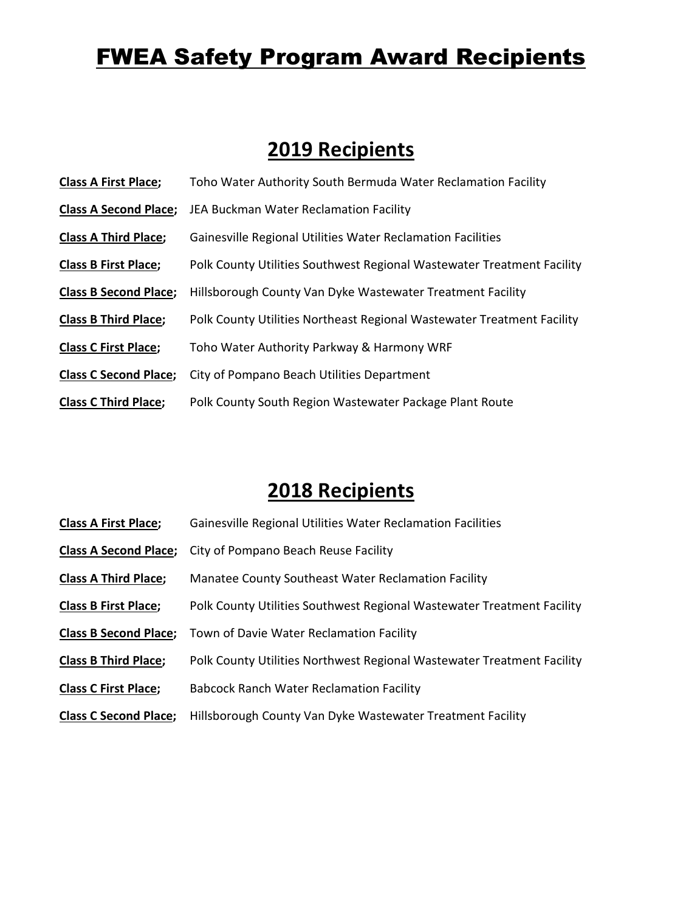# FWEA Safety Program Award Recipients

## 2019 Recipients

**Class A First Place;** Toho Water Authority South Bermuda Water Reclamation Facility

**Class A Second Place;** JEA Buckman Water Reclamation Facility

**Class A Third Place;** Gainesville Regional Utilities Water Reclamation Facilities

**Class B First Place;** Polk County Utilities Southwest Regional Wastewater Treatment Facility

**Class B Second Place;** Hillsborough County Van Dyke Wastewater Treatment Facility

**Class B Third Place;** Polk County Utilities Northeast Regional Wastewater Treatment Facility

**Class C First Place;** Toho Water Authority Parkway & Harmony WRF

**Class C Second Place;** City of Pompano Beach Utilities Department

**Class C Third Place;** Polk County South Region Wastewater Package Plant Route

## 2018 Recipients

**Class A First Place;** Gainesville Regional Utilities Water Reclamation Facilities

**Class A Second Place;** City of Pompano Beach Reuse Facility

**Class A Third Place;** Manatee County Southeast Water Reclamation Facility

**Class B First Place;** Polk County Utilities Southwest Regional Wastewater Treatment Facility

**Class B Second Place;** Town of Davie Water Reclamation Facility

**Class B Third Place;** Polk County Utilities Northwest Regional Wastewater Treatment Facility

**Class C First Place;** Babcock Ranch Water Reclamation Facility

**Class C Second Place;** Hillsborough County Van Dyke Wastewater Treatment Facility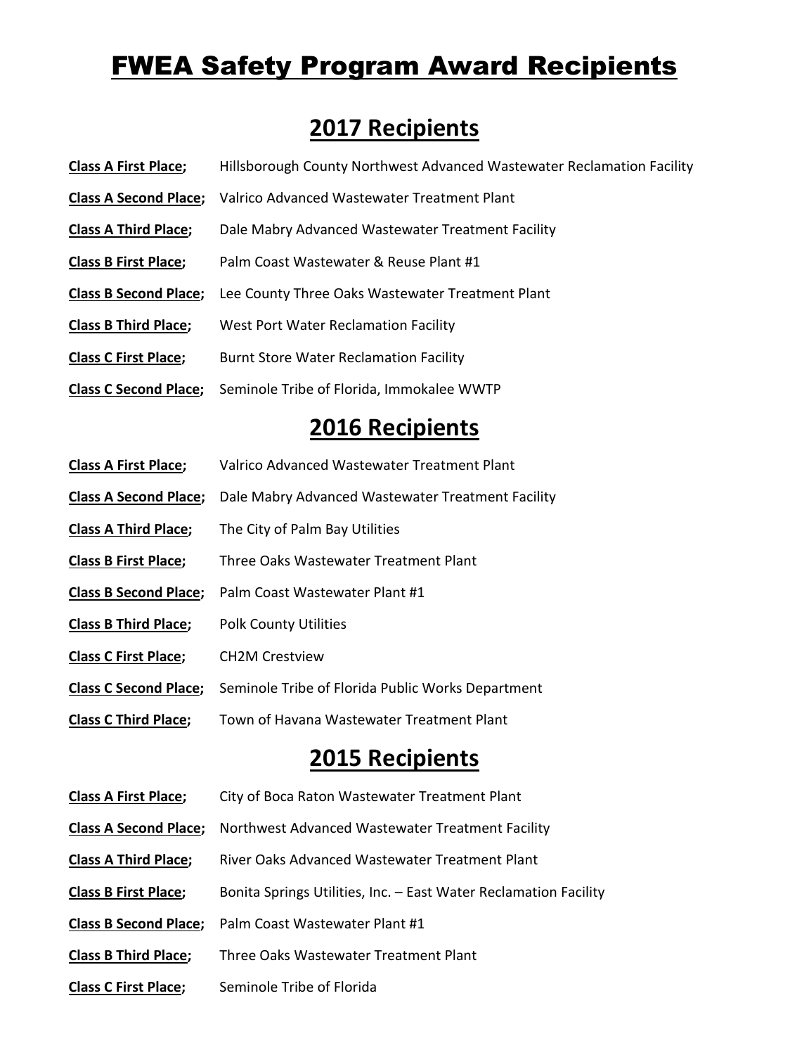# FWEA Safety Program Award Recipients

## 2017 Recipients

**Class A First Place;** Hillsborough County Northwest Advanced Wastewater Reclamation Facility

**Class A Second Place;** Valrico Advanced Wastewater Treatment Plant

**Class A Third Place;** Dale Mabry Advanced Wastewater Treatment Facility

**Class B First Place;** Palm Coast Wastewater & Reuse Plant #1

**Class B Second Place;** Lee County Three Oaks Wastewater Treatment Plant

**Class B Third Place;** West Port Water Reclamation Facility

**Class C First Place;** Burnt Store Water Reclamation Facility

**Class C Second Place;** Seminole Tribe of Florida, Immokalee WWTP

## 2016 Recipients

**Class A First Place;** Valrico Advanced Wastewater Treatment Plant

**Class A Second Place;** Dale Mabry Advanced Wastewater Treatment Facility

**Class A Third Place;** The City of Palm Bay Utilities

**Class B First Place;** Three Oaks Wastewater Treatment Plant

**Class B Second Place;** Palm Coast Wastewater Plant #1

**Class B Third Place;** Polk County Utilities

**Class C First Place;** CH2M Crestview

**Class C Second Place;** Seminole Tribe of Florida Public Works Department

**Class C Third Place;** Town of Havana Wastewater Treatment Plant

## 2015 Recipients

**Class A First Place;** City of Boca Raton Wastewater Treatment Plant

**Class A Second Place;** Northwest Advanced Wastewater Treatment Facility

**Class A Third Place;** River Oaks Advanced Wastewater Treatment Plant

**Class B First Place;** Bonita Springs Utilities, Inc. – East Water Reclamation Facility

**Class B Second Place;** Palm Coast Wastewater Plant #1

**Class B Third Place;** Three Oaks Wastewater Treatment Plant

**Class C First Place;** Seminole Tribe of Florida